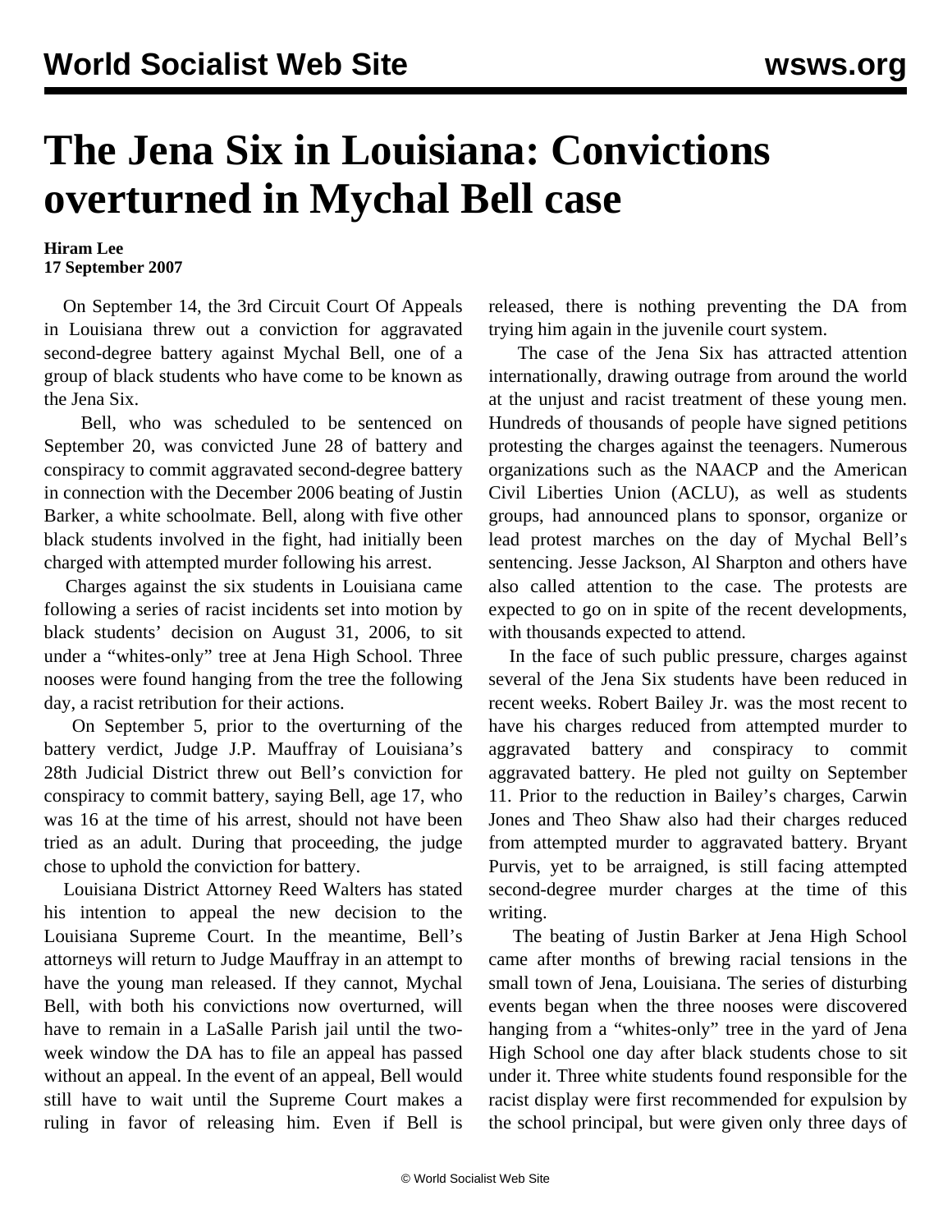# The Jena Six in Louisiana: Convictions overturned in Mychal Bell case

**Hiram Lee**
**17 September 2007**

On September 14, the 3rd Circuit Court Of Appeals in Louisiana threw out a conviction for aggravated second-degree battery against Mychal Bell, one of a group of black students who have come to be known as the Jena Six.

Bell, who was scheduled to be sentenced on September 20, was convicted June 28 of battery and conspiracy to commit aggravated second-degree battery in connection with the December 2006 beating of Justin Barker, a white schoolmate. Bell, along with five other black students involved in the fight, had initially been charged with attempted murder following his arrest.

Charges against the six students in Louisiana came following a series of racist incidents set into motion by black students' decision on August 31, 2006, to sit under a "whites-only" tree at Jena High School. Three nooses were found hanging from the tree the following day, a racist retribution for their actions.

On September 5, prior to the overturning of the battery verdict, Judge J.P. Mauffray of Louisiana's 28th Judicial District threw out Bell's conviction for conspiracy to commit battery, saying Bell, age 17, who was 16 at the time of his arrest, should not have been tried as an adult. During that proceeding, the judge chose to uphold the conviction for battery.

Louisiana District Attorney Reed Walters has stated his intention to appeal the new decision to the Louisiana Supreme Court. In the meantime, Bell's attorneys will return to Judge Mauffray in an attempt to have the young man released. If they cannot, Mychal Bell, with both his convictions now overturned, will have to remain in a LaSalle Parish jail until the two-week window the DA has to file an appeal has passed without an appeal. In the event of an appeal, Bell would still have to wait until the Supreme Court makes a ruling in favor of releasing him. Even if Bell is released, there is nothing preventing the DA from trying him again in the juvenile court system.

The case of the Jena Six has attracted attention internationally, drawing outrage from around the world at the unjust and racist treatment of these young men. Hundreds of thousands of people have signed petitions protesting the charges against the teenagers. Numerous organizations such as the NAACP and the American Civil Liberties Union (ACLU), as well as students groups, had announced plans to sponsor, organize or lead protest marches on the day of Mychal Bell's sentencing. Jesse Jackson, Al Sharpton and others have also called attention to the case. The protests are expected to go on in spite of the recent developments, with thousands expected to attend.

In the face of such public pressure, charges against several of the Jena Six students have been reduced in recent weeks. Robert Bailey Jr. was the most recent to have his charges reduced from attempted murder to aggravated battery and conspiracy to commit aggravated battery. He pled not guilty on September 11. Prior to the reduction in Bailey's charges, Carwin Jones and Theo Shaw also had their charges reduced from attempted murder to aggravated battery. Bryant Purvis, yet to be arraigned, is still facing attempted second-degree murder charges at the time of this writing.

The beating of Justin Barker at Jena High School came after months of brewing racial tensions in the small town of Jena, Louisiana. The series of disturbing events began when the three nooses were discovered hanging from a "whites-only" tree in the yard of Jena High School one day after black students chose to sit under it. Three white students found responsible for the racist display were first recommended for expulsion by the school principal, but were given only three days of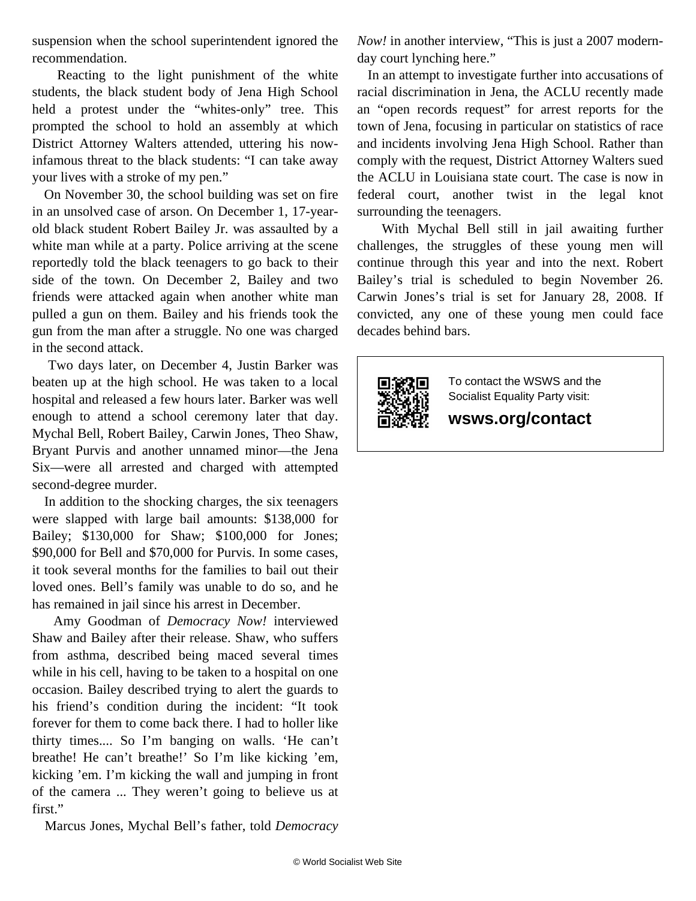suspension when the school superintendent ignored the recommendation.

Reacting to the light punishment of the white students, the black student body of Jena High School held a protest under the "whites-only" tree. This prompted the school to hold an assembly at which District Attorney Walters attended, uttering his now-infamous threat to the black students: "I can take away your lives with a stroke of my pen."

On November 30, the school building was set on fire in an unsolved case of arson. On December 1, 17-year-old black student Robert Bailey Jr. was assaulted by a white man while at a party. Police arriving at the scene reportedly told the black teenagers to go back to their side of the town. On December 2, Bailey and two friends were attacked again when another white man pulled a gun on them. Bailey and his friends took the gun from the man after a struggle. No one was charged in the second attack.

Two days later, on December 4, Justin Barker was beaten up at the high school. He was taken to a local hospital and released a few hours later. Barker was well enough to attend a school ceremony later that day. Mychal Bell, Robert Bailey, Carwin Jones, Theo Shaw, Bryant Purvis and another unnamed minor—the Jena Six—were all arrested and charged with attempted second-degree murder.

In addition to the shocking charges, the six teenagers were slapped with large bail amounts: $138,000 for Bailey; $130,000 for Shaw; $100,000 for Jones; $90,000 for Bell and $70,000 for Purvis. In some cases, it took several months for the families to bail out their loved ones. Bell's family was unable to do so, and he has remained in jail since his arrest in December.

Amy Goodman of *Democracy Now!* interviewed Shaw and Bailey after their release. Shaw, who suffers from asthma, described being maced several times while in his cell, having to be taken to a hospital on one occasion. Bailey described trying to alert the guards to his friend's condition during the incident: "It took forever for them to come back there. I had to holler like thirty times.... So I'm banging on walls. 'He can't breathe! He can't breathe!' So I'm like kicking 'em, kicking 'em. I'm kicking the wall and jumping in front of the camera ... They weren't going to believe us at first."

Marcus Jones, Mychal Bell's father, told *Democracy Now!* in another interview, "This is just a 2007 modern-day court lynching here."

In an attempt to investigate further into accusations of racial discrimination in Jena, the ACLU recently made an "open records request" for arrest reports for the town of Jena, focusing in particular on statistics of race and incidents involving Jena High School. Rather than comply with the request, District Attorney Walters sued the ACLU in Louisiana state court. The case is now in federal court, another twist in the legal knot surrounding the teenagers.

With Mychal Bell still in jail awaiting further challenges, the struggles of these young men will continue through this year and into the next. Robert Bailey's trial is scheduled to begin November 26. Carwin Jones's trial is set for January 28, 2008. If convicted, any one of these young men could face decades behind bars.

To contact the WSWS and the Socialist Equality Party visit:

**wsws.org/contact**